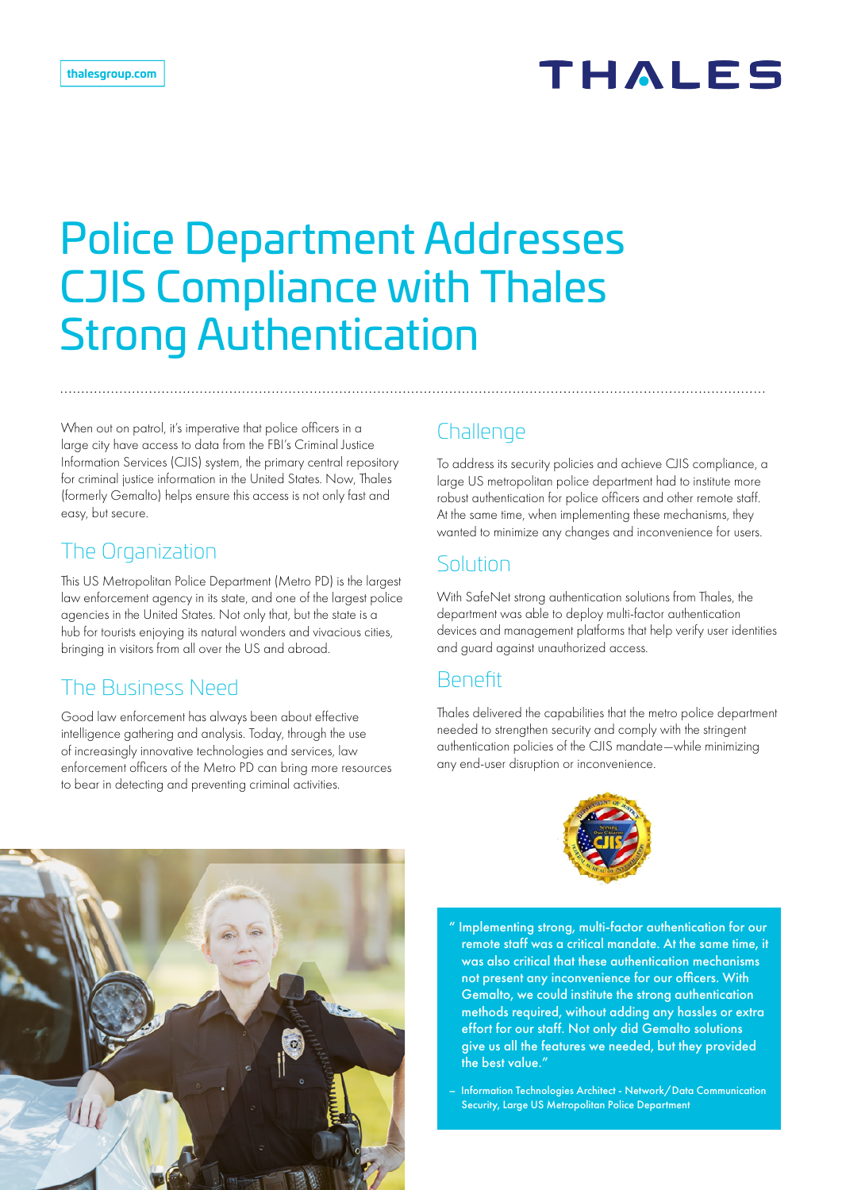# Police Department Addresses CJIS Compliance with Thales Strong Authentication

When out on patrol, it's imperative that police officers in a large city have access to data from the FBI's Criminal Justice Information Services (CJIS) system, the primary central repository for criminal justice information in the United States. Now, Thales (formerly Gemalto) helps ensure this access is not only fast and easy, but secure.

## The Organization

This US Metropolitan Police Department (Metro PD) is the largest law enforcement agency in its state, and one of the largest police agencies in the United States. Not only that, but the state is a hub for tourists enjoying its natural wonders and vivacious cities, bringing in visitors from all over the US and abroad.

## The Business Need

Good law enforcement has always been about effective intelligence gathering and analysis. Today, through the use of increasingly innovative technologies and services, law enforcement officers of the Metro PD can bring more resources to bear in detecting and preventing criminal activities.

## Challenge

To address its security policies and achieve CJIS compliance, a large US metropolitan police department had to institute more robust authentication for police officers and other remote staff. At the same time, when implementing these mechanisms, they wanted to minimize any changes and inconvenience for users.

## Solution

With SafeNet strong authentication solutions from Thales, the department was able to deploy multi-factor authentication devices and management platforms that help verify user identities and guard against unauthorized access.

## Benefit

Thales delivered the capabilities that the metro police department needed to strengthen security and comply with the stringent authentication policies of the CJIS mandate—while minimizing any end-user disruption or inconvenience.

> "Implementing strong, multi-factor authentication for our remote staff was a critical mandate. At the same time, it was also critical that these authentication mechanisms not present any inconvenience for our officers. With Gemalto, we could institute the strong authentication methods required, without adding any hassles or extra effort for our staff. Not only did Gemalto solutions give us all the features we needed, but they provided the best value."
>
> – Information Technologies Architect - Network/Data Communication Security, Large US Metropolitan Police Department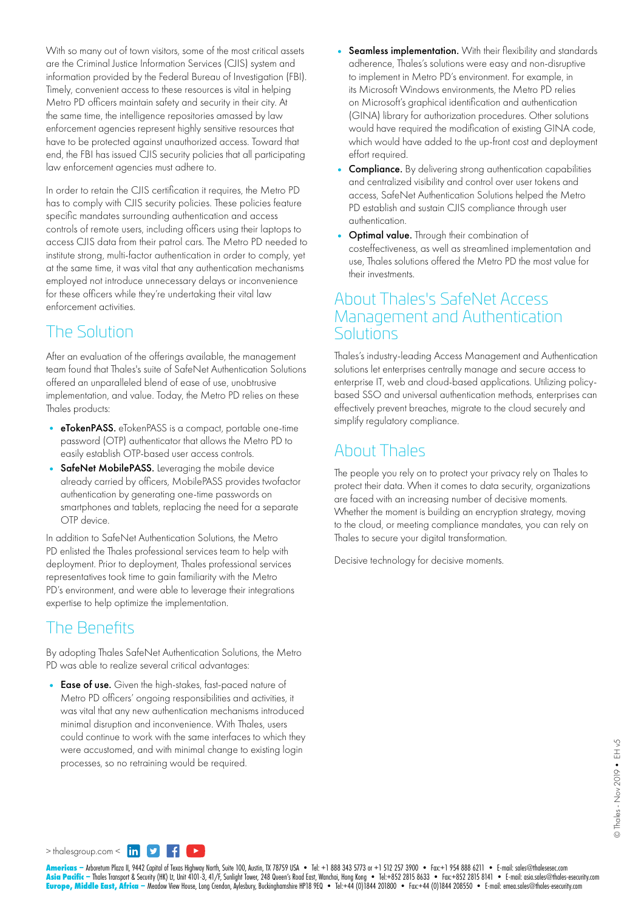With so many out of town visitors, some of the most critical assets are the Criminal Justice Information Services (CJIS) system and information provided by the Federal Bureau of Investigation (FBI). Timely, convenient access to these resources is vital in helping Metro PD officers maintain safety and security in their city. At the same time, the intelligence repositories amassed by law enforcement agencies represent highly sensitive resources that have to be protected against unauthorized access. Toward that end, the FBI has issued CJIS security policies that all participating law enforcement agencies must adhere to.

In order to retain the CJIS certification it requires, the Metro PD has to comply with CJIS security policies. These policies feature specific mandates surrounding authentication and access controls of remote users, including officers using their laptops to access CJIS data from their patrol cars. The Metro PD needed to institute strong, multi-factor authentication in order to comply, yet at the same time, it was vital that any authentication mechanisms employed not introduce unnecessary delays or inconvenience for these officers while they're undertaking their vital law enforcement activities.

## The Solution

After an evaluation of the offerings available, the management team found that Thales's suite of SafeNet Authentication Solutions offered an unparalleled blend of ease of use, unobtrusive implementation, and value. Today, the Metro PD relies on these Thales products:

- **eTokenPASS.** eTokenPASS is a compact, portable one-time password (OTP) authenticator that allows the Metro PD to easily establish OTP-based user access controls.
- **SafeNet MobilePASS.** Leveraging the mobile device already carried by officers, MobilePASS provides twofactor authentication by generating one-time passwords on smartphones and tablets, replacing the need for a separate OTP device.

In addition to SafeNet Authentication Solutions, the Metro PD enlisted the Thales professional services team to help with deployment. Prior to deployment, Thales professional services representatives took time to gain familiarity with the Metro PD's environment, and were able to leverage their integrations expertise to help optimize the implementation.

## The Benefits

By adopting Thales SafeNet Authentication Solutions, the Metro PD was able to realize several critical advantages:

- **Ease of use.** Given the high-stakes, fast-paced nature of Metro PD officers' ongoing responsibilities and activities, it was vital that any new authentication mechanisms introduced minimal disruption and inconvenience. With Thales, users could continue to work with the same interfaces to which they were accustomed, and with minimal change to existing login processes, so no retraining would be required.
- **Seamless implementation.** With their flexibility and standards adherence, Thales's solutions were easy and non-disruptive to implement in Metro PD's environment. For example, in its Microsoft Windows environments, the Metro PD relies on Microsoft's graphical identification and authentication (GINA) library for authorization procedures. Other solutions would have required the modification of existing GINA code, which would have added to the up-front cost and deployment effort required.
- **Compliance.** By delivering strong authentication capabilities and centralized visibility and control over user tokens and access, SafeNet Authentication Solutions helped the Metro PD establish and sustain CJIS compliance through user authentication.
- **Optimal value.** Through their combination of costeffectiveness, as well as streamlined implementation and use, Thales solutions offered the Metro PD the most value for their investments.

## About Thales's SafeNet Access Management and Authentication Solutions

Thales's industry-leading Access Management and Authentication solutions let enterprises centrally manage and secure access to enterprise IT, web and cloud-based applications. Utilizing policy-based SSO and universal authentication methods, enterprises can effectively prevent breaches, migrate to the cloud securely and simplify regulatory compliance.

## About Thales

The people you rely on to protect your privacy rely on Thales to protect their data. When it comes to data security, organizations are faced with an increasing number of decisive moments. Whether the moment is building an encryption strategy, moving to the cloud, or meeting compliance mandates, you can rely on Thales to secure your digital transformation.

Decisive technology for decisive moments.

> thalesgroup.com <

**Americas –** Arboretum Plaza II, 9442 Capital of Texas Highway North, Suite 100, Austin, TX 78759 USA • Tel: +1 888 343 5773 or +1 512 257 3900 • Fax:+1 954 888 6211 • E-mail: sales@thalesesec.com
**Asia Pacific –** Thales Transport & Security (HK) Lt, Unit 4101-3, 41/F, Sunlight Tower, 248 Queen's Road East, Wanchai, Hong Kong • Tel:+852 2815 8633 • Fax:+852 2815 8141 • E-mail: asia.sales@thales-esecurity.com
**Europe, Middle East, Africa –** Meadow View House, Long Crendon, Aylesbury, Buckinghamshire HP18 9EQ • Tel:+44 (0)1844 201800 • Fax:+44 (0)1844 208550 • E-mail: emea.sales@thales-esecurity.com

© Thales - Nov 2019 • EH v5